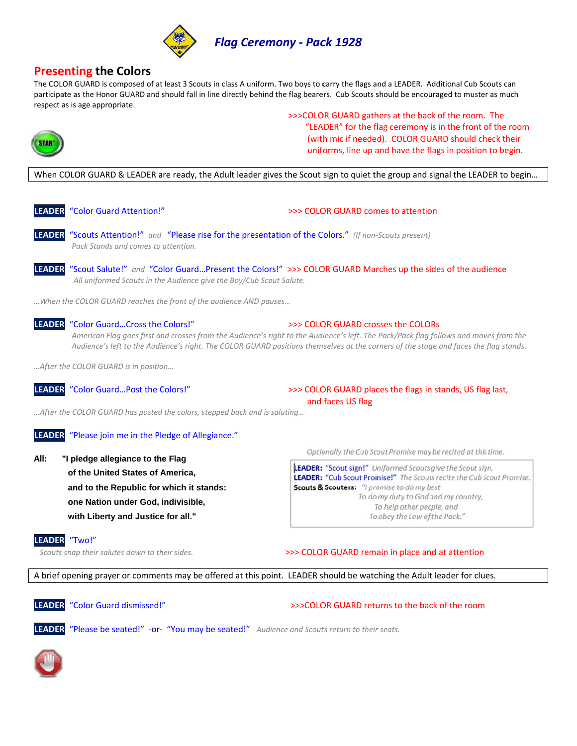# Flag Ceremony - Pack 1928

## Presenting the Colors

The COLOR GUARD is composed of at least 3 Scouts in class A uniform. Two boys to carry the flags and a LEADER. Additional Cub Scouts can participate as the Honor GUARD and should fall in line directly behind the flag bearers. Cub Scouts should be encouraged to muster as much respect as is age appropriate.

START

>>>COLOR GUARD gathers at the back of the room. The "LEADER" for the flag ceremony is in the front of the room (with mic if needed). COLOR GUARD should check their uniforms, line up and have the flags in position to begin.

When COLOR GUARD & LEADER are ready, the Adult leader gives the Scout sign to quiet the group and signal the LEADER to begin…

**LEADER** "Color Guard Attention!" >>> COLOR GUARD comes to attention

**LEADER** "Scouts Attention!" *and* "Please rise for the presentation of the Colors." *(If non-Scouts present)*
*Pack Stands and comes to attention.*

**LEADER** "Scout Salute!" *and* "Color Guard…Present the Colors!" >>> COLOR GUARD Marches up the sides of the audience
*All uniformed Scouts in the Audience give the Boy/Cub Scout Salute.*

*…When the COLOR GUARD reaches the front of the audience AND pauses…*

**LEADER** "Color Guard…Cross the Colors!" >>> COLOR GUARD crosses the COLORs
*American Flag goes first and crosses from the Audience's right to the Audience's left. The Pack/Pack flag follows and moves from the Audience's left to the Audience's right. The COLOR GUARD positions themselves at the corners of the stage and faces the flag stands.*

*…After the COLOR GUARD is in position…*

**LEADER** "Color Guard…Post the Colors!" >>> COLOR GUARD places the flags in stands, US flag last, and faces US flag

*…After the COLOR GUARD has posted the colors, stepped back and is saluting…*

**LEADER** "Please join me in the Pledge of Allegiance."

**All:** **"I pledge allegiance to the Flag**
**of the United States of America,**
**and to the Republic for which it stands:**
**one Nation under God, indivisible,**
**with Liberty and Justice for all."**

*Optionally the Cub Scout Promise may be recited at this time.*

> **LEADER:** "Scout sign!" *Uniformed Scouts give the Scout sign.*
> **LEADER:** "Cub Scout Promise!" *The Scouts recite the Cub Scout Promise.*
> **Scouts & Scouters:** *"I promise to do my best*
> *To do my duty to God and my country,*
> *To help other people, and*
> *To obey the Law of the Pack."*

**LEADER** "Two!"
*Scouts snap their salutes down to their sides.* >>> COLOR GUARD remain in place and at attention

A brief opening prayer or comments may be offered at this point. LEADER should be watching the Adult leader for clues.

**LEADER** "Color Guard dismissed!" >>>COLOR GUARD returns to the back of the room

**LEADER** "Please be seated!" -or- "You may be seated!" *Audience and Scouts return to their seats.*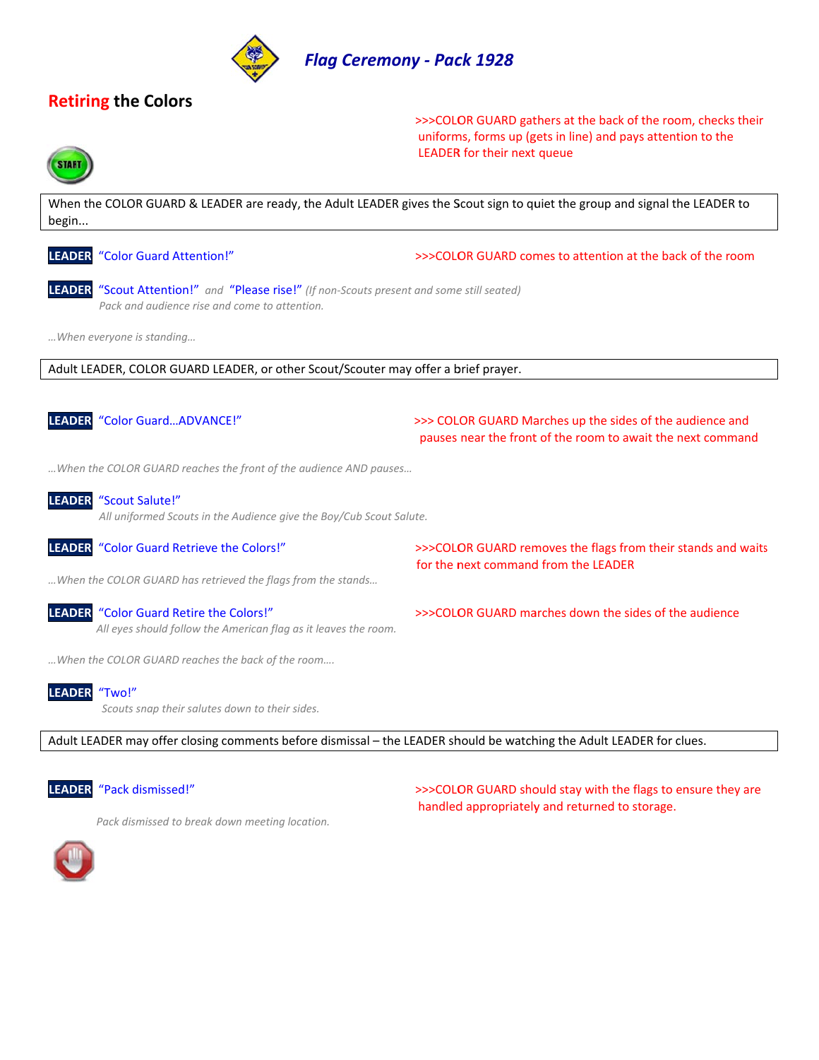# Flag Ceremony - Pack 1928

## Retiring the Colors

>>>COLOR GUARD gathers at the back of the room, checks their uniforms, forms up (gets in line) and pays attention to the LEADER for their next queue

START

When the COLOR GUARD & LEADER are ready, the Adult LEADER gives the Scout sign to quiet the group and signal the LEADER to begin...

**LEADER** "Color Guard Attention!"

>>>COLOR GUARD comes to attention at the back of the room

**LEADER** "Scout Attention!" *and* "Please rise!" *(If non-Scouts present and some still seated)*

*Pack and audience rise and come to attention.*

*…When everyone is standing…*

Adult LEADER, COLOR GUARD LEADER, or other Scout/Scouter may offer a brief prayer.

**LEADER** "Color Guard…ADVANCE!"

>>> COLOR GUARD Marches up the sides of the audience and pauses near the front of the room to await the next command

*…When the COLOR GUARD reaches the front of the audience AND pauses…*

**LEADER** "Scout Salute!"

*All uniformed Scouts in the Audience give the Boy/Cub Scout Salute.*

**LEADER** "Color Guard Retrieve the Colors!"

>>>COLOR GUARD removes the flags from their stands and waits for the next command from the LEADER

*…When the COLOR GUARD has retrieved the flags from the stands…*

**LEADER** "Color Guard Retire the Colors!"

*All eyes should follow the American flag as it leaves the room.*

>>>COLOR GUARD marches down the sides of the audience

*…When the COLOR GUARD reaches the back of the room….*

**LEADER** "Two!"

*Scouts snap their salutes down to their sides.*

Adult LEADER may offer closing comments before dismissal – the LEADER should be watching the Adult LEADER for clues.

**LEADER** "Pack dismissed!"

>>>COLOR GUARD should stay with the flags to ensure they are handled appropriately and returned to storage.

*Pack dismissed to break down meeting location.*